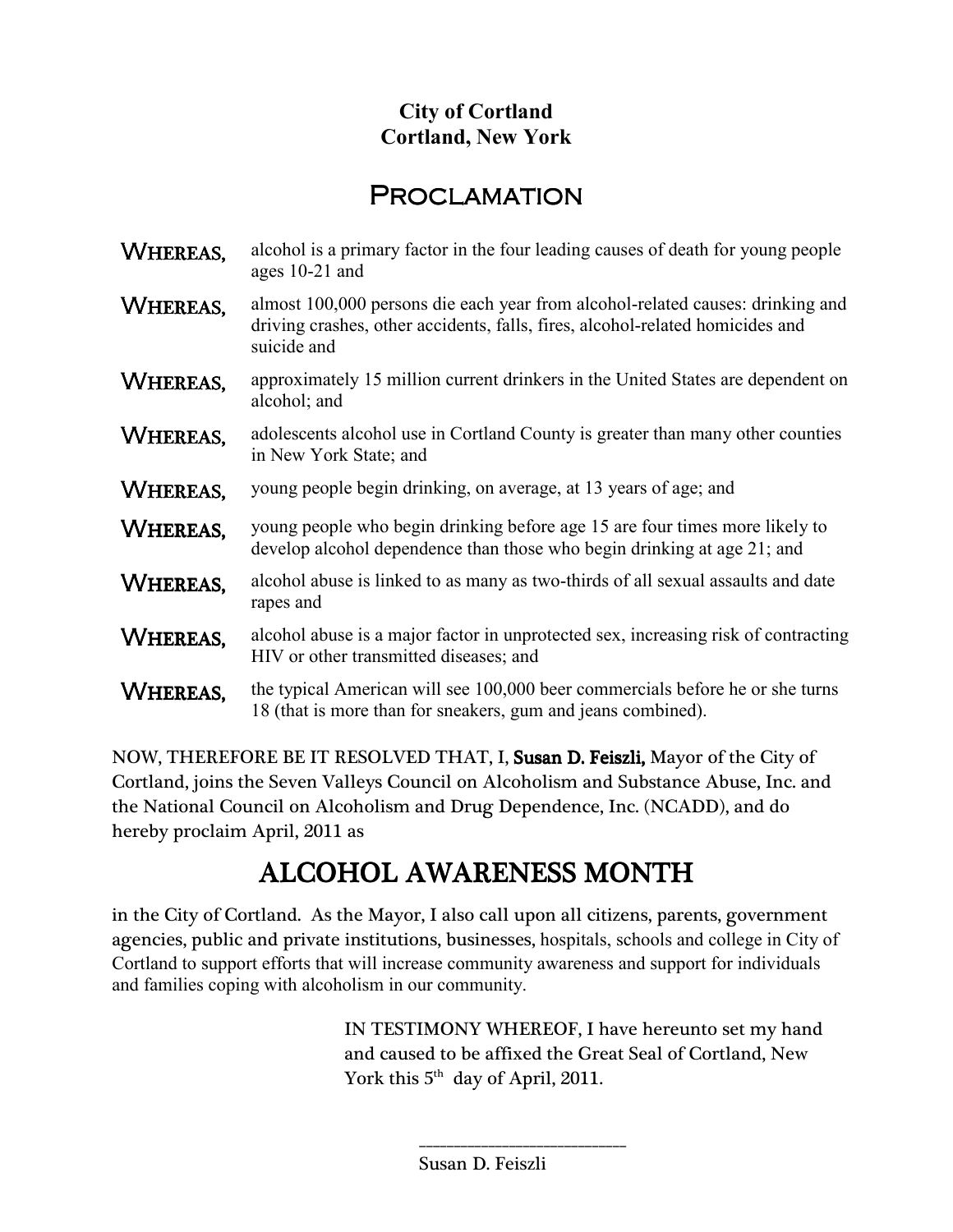**City of Cortland**
**Cortland, New York**

# Proclamation

**WHEREAS,** alcohol is a primary factor in the four leading causes of death for young people ages 10-21 and

**WHEREAS,** almost 100,000 persons die each year from alcohol-related causes: drinking and driving crashes, other accidents, falls, fires, alcohol-related homicides and suicide and

**WHEREAS,** approximately 15 million current drinkers in the United States are dependent on alcohol; and

**WHEREAS,** adolescents alcohol use in Cortland County is greater than many other counties in New York State; and

**WHEREAS,** young people begin drinking, on average, at 13 years of age; and

**WHEREAS,** young people who begin drinking before age 15 are four times more likely to develop alcohol dependence than those who begin drinking at age 21; and

**WHEREAS,** alcohol abuse is linked to as many as two-thirds of all sexual assaults and date rapes and

**WHEREAS,** alcohol abuse is a major factor in unprotected sex, increasing risk of contracting HIV or other transmitted diseases; and

**WHEREAS,** the typical American will see 100,000 beer commercials before he or she turns 18 (that is more than for sneakers, gum and jeans combined).

NOW, THEREFORE BE IT RESOLVED THAT, I, **Susan D. Feiszli,** Mayor of the City of Cortland, joins the Seven Valleys Council on Alcoholism and Substance Abuse, Inc. and the National Council on Alcoholism and Drug Dependence, Inc. (NCADD), and do hereby proclaim April, 2011 as

## ALCOHOL AWARENESS MONTH

in the City of Cortland. As the Mayor, I also call upon all citizens, parents, government agencies, public and private institutions, businesses, hospitals, schools and college in City of Cortland to support efforts that will increase community awareness and support for individuals and families coping with alcoholism in our community.

IN TESTIMONY WHEREOF, I have hereunto set my hand and caused to be affixed the Great Seal of Cortland, New York this 5th day of April, 2011.

\_\_\_\_\_\_\_\_\_\_\_\_\_\_\_\_\_\_\_\_\_\_\_\_\_\_

Susan D. Feiszli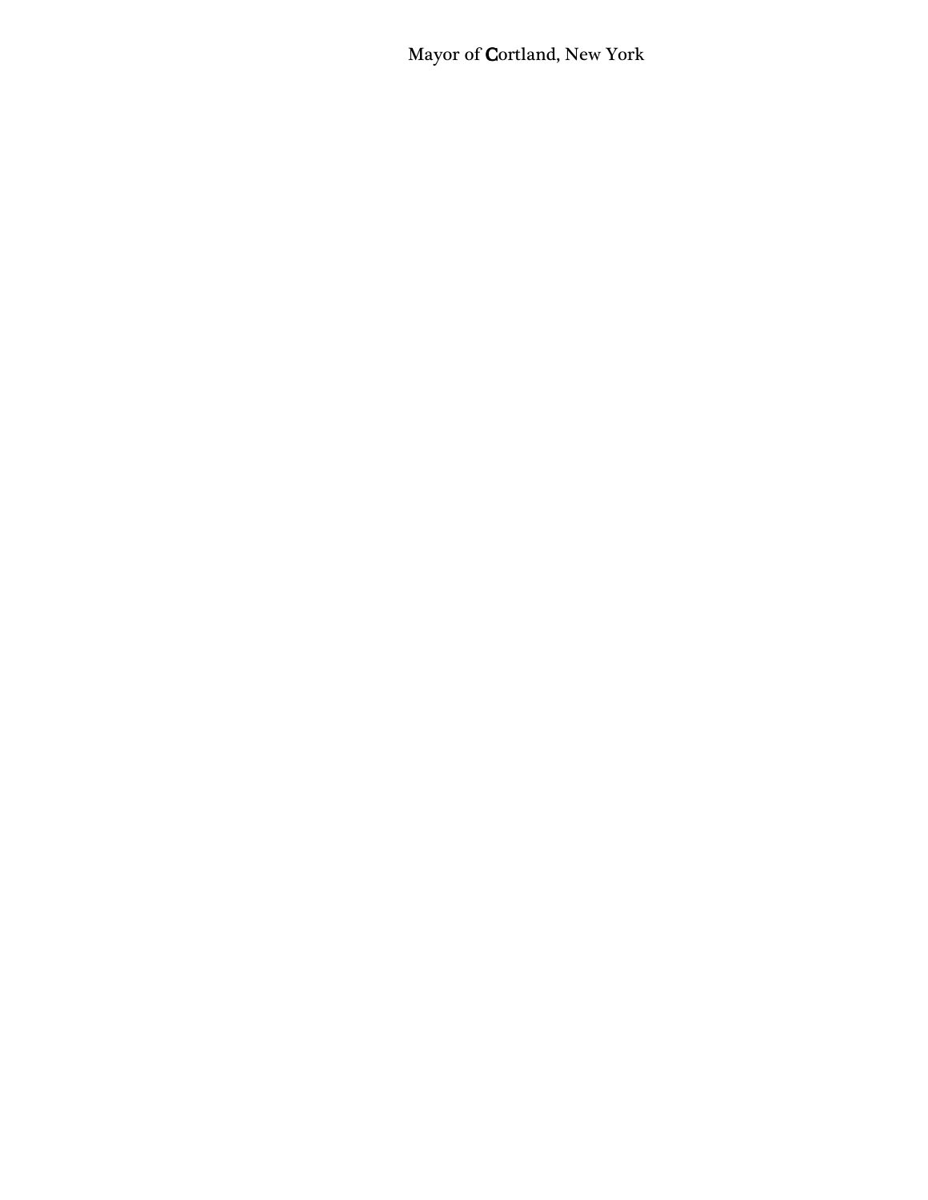Mayor of Cortland, New York